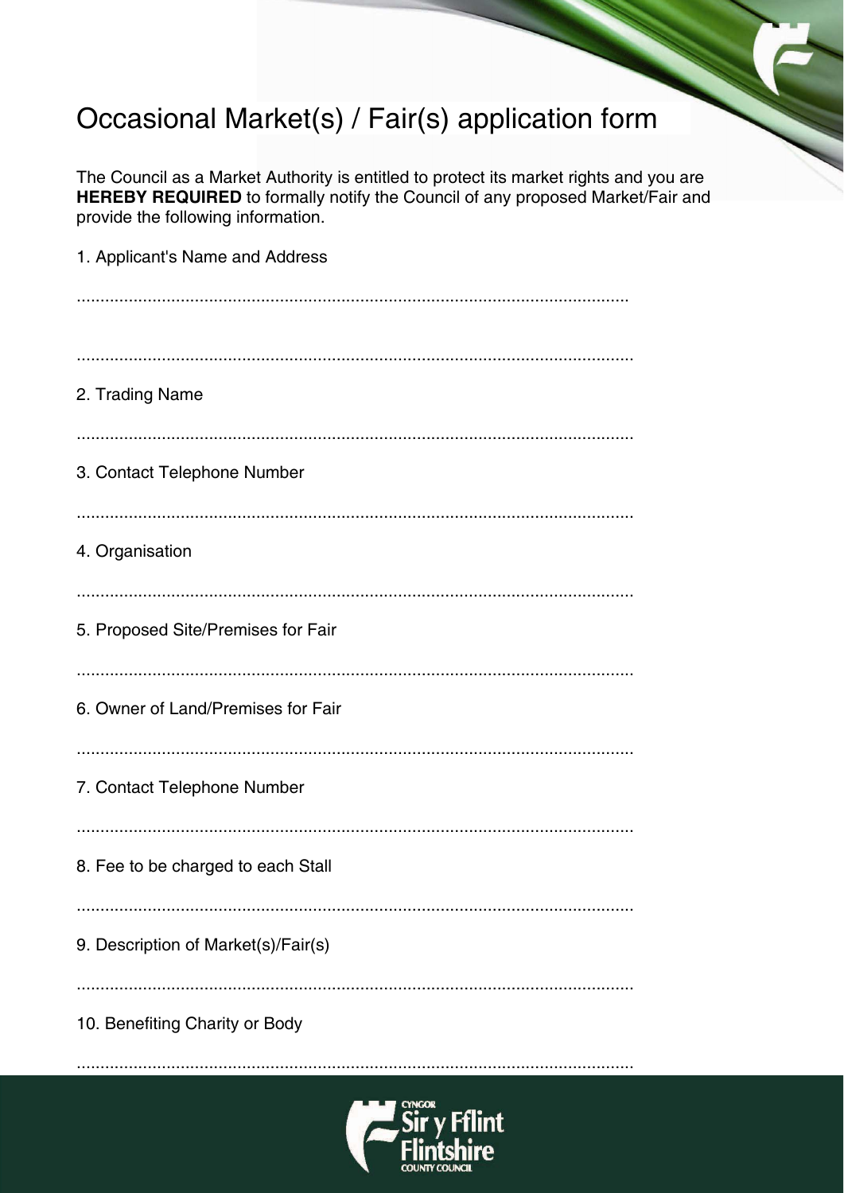# Occasional Market(s) / Fair(s) application form

The Council as a Market Authority is entitled to protect its market rights and you are **HEREBY REQUIRED** to formally notify the Council of any proposed Market/Fair and provide the following information.

1. Applicant's Name and Address

.....................................................................................................................

.....................................................................................................................

2. Trading Name

.....................................................................................................................

3. Contact Telephone Number

.....................................................................................................................

4. Organisation

.....................................................................................................................

5. Proposed Site/Premises for Fair

.....................................................................................................................

6. Owner of Land/Premises for Fair

.....................................................................................................................

7. Contact Telephone Number

.....................................................................................................................

8. Fee to be charged to each Stall

.....................................................................................................................

9. Description of Market(s)/Fair(s)

.....................................................................................................................

10. Benefiting Charity or Body

.....................................................................................................................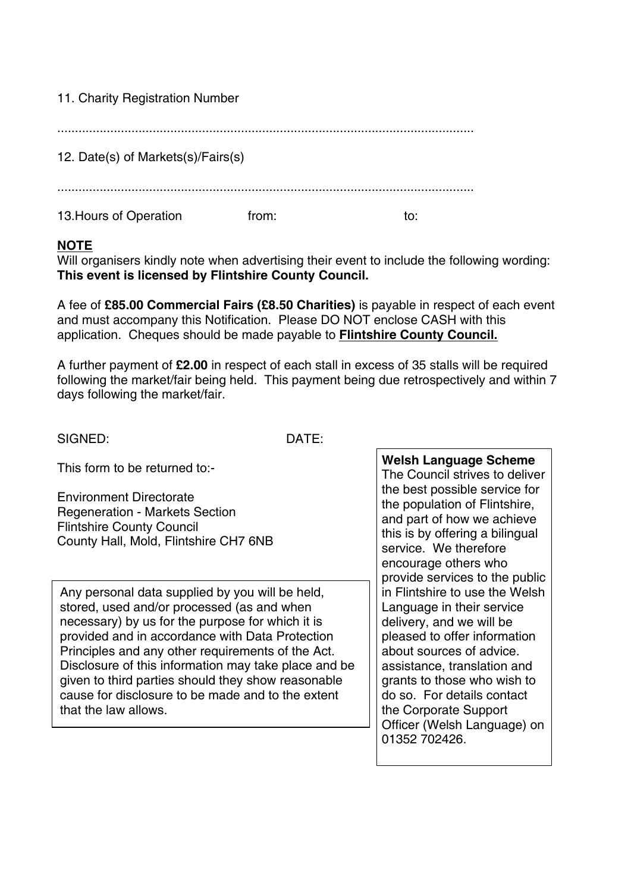11. Charity Registration Number

......................................................................................................................

12. Date(s) of Markets(s)/Fairs(s)

......................................................................................................................

13.Hours of Operation from: to:

**NOTE**

Will organisers kindly note when advertising their event to include the following wording:
**This event is licensed by Flintshire County Council.**

A fee of **£85.00 Commercial Fairs (£8.50 Charities)** is payable in respect of each event and must accompany this Notification. Please DO NOT enclose CASH with this application. Cheques should be made payable to **Flintshire County Council.**

A further payment of **£2.00** in respect of each stall in excess of 35 stalls will be required following the market/fair being held. This payment being due retrospectively and within 7 days following the market/fair.

SIGNED: DATE:

This form to be returned to:-

Environment Directorate
Regeneration - Markets Section
Flintshire County Council
County Hall, Mold, Flintshire CH7 6NB

Any personal data supplied by you will be held, stored, used and/or processed (as and when necessary) by us for the purpose for which it is provided and in accordance with Data Protection Principles and any other requirements of the Act. Disclosure of this information may take place and be given to third parties should they show reasonable cause for disclosure to be made and to the extent that the law allows.

**Welsh Language Scheme**
The Council strives to deliver the best possible service for the population of Flintshire, and part of how we achieve this is by offering a bilingual service. We therefore encourage others who provide services to the public in Flintshire to use the Welsh Language in their service delivery, and we will be pleased to offer information about sources of advice. assistance, translation and grants to those who wish to do so. For details contact the Corporate Support Officer (Welsh Language) on 01352 702426.